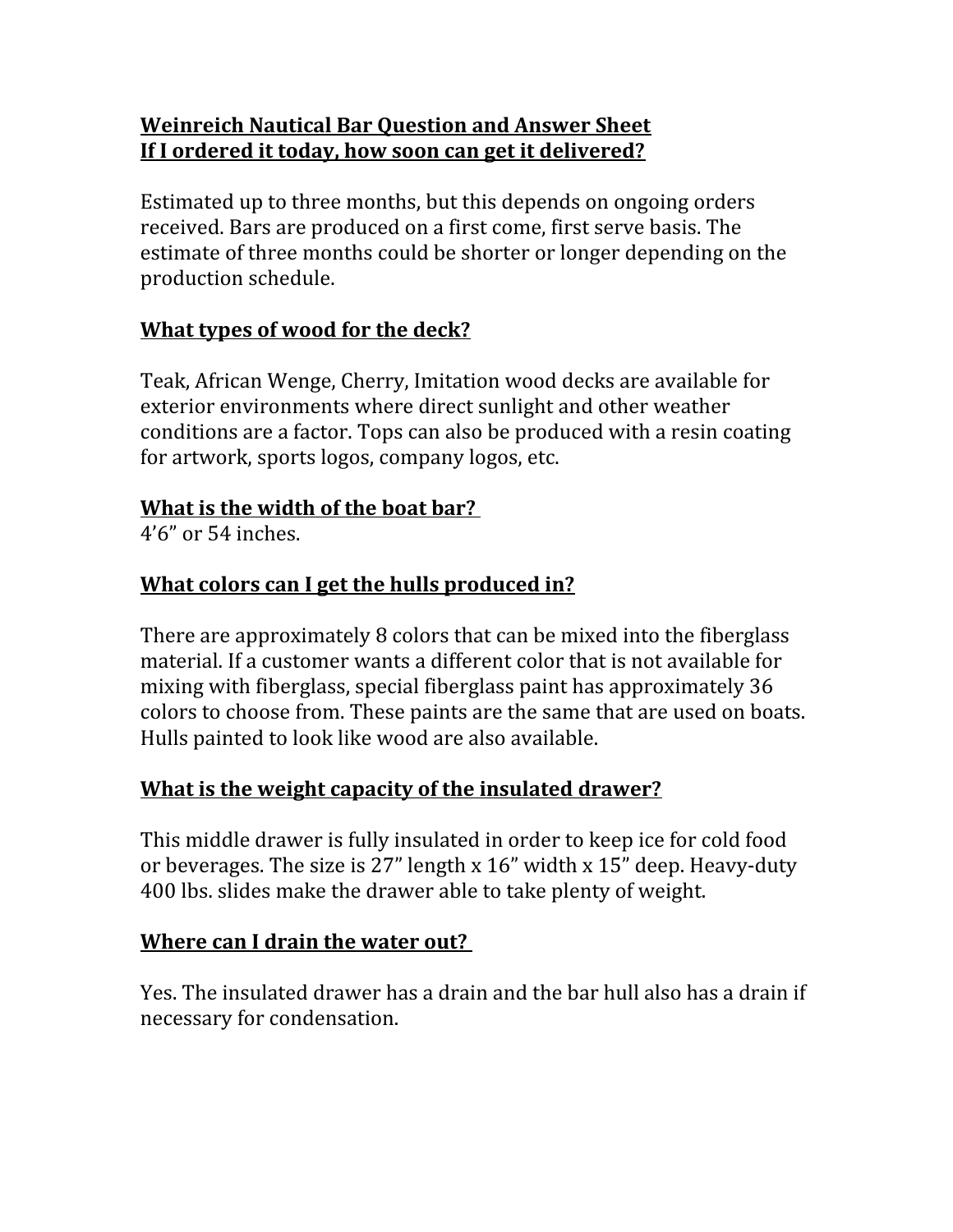**Weinreich Nautical Bar Question and Answer Sheet**
**If I ordered it today, how soon can get it delivered?**

Estimated up to three months, but this depends on ongoing orders received. Bars are produced on a first come, first serve basis. The estimate of three months could be shorter or longer depending on the production schedule.

**What types of wood for the deck?**

Teak, African Wenge, Cherry, Imitation wood decks are available for exterior environments where direct sunlight and other weather conditions are a factor. Tops can also be produced with a resin coating for artwork, sports logos, company logos, etc.

**What is the width of the boat bar?**
4’6” or 54 inches.

**What colors can I get the hulls produced in?**

There are approximately 8 colors that can be mixed into the fiberglass material. If a customer wants a different color that is not available for mixing with fiberglass, special fiberglass paint has approximately 36 colors to choose from. These paints are the same that are used on boats. Hulls painted to look like wood are also available.

**What is the weight capacity of the insulated drawer?**

This middle drawer is fully insulated in order to keep ice for cold food or beverages. The size is 27” length x 16” width x 15” deep. Heavy-duty 400 lbs. slides make the drawer able to take plenty of weight.

**Where can I drain the water out?**

Yes. The insulated drawer has a drain and the bar hull also has a drain if necessary for condensation.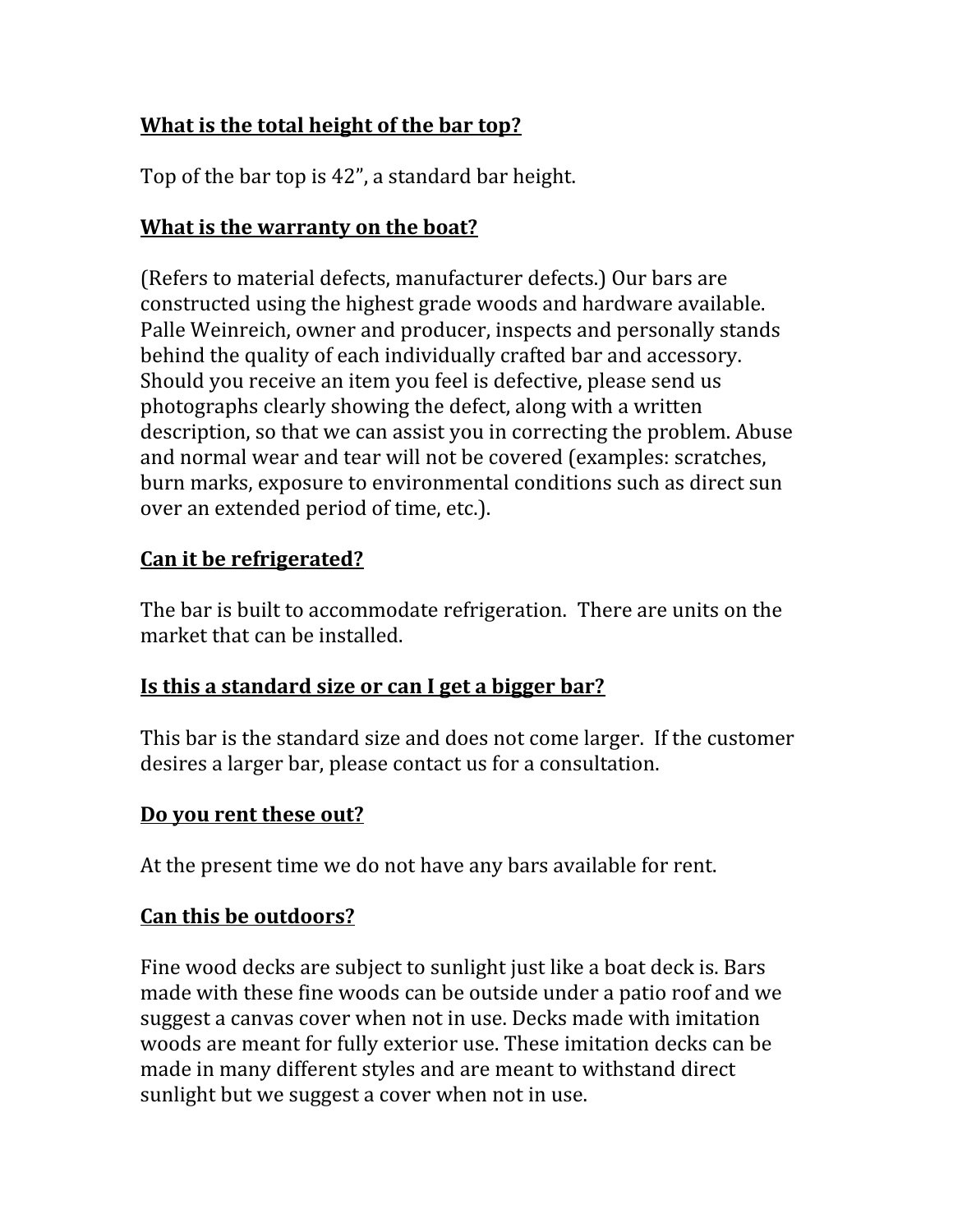**<u>What is the total height of the bar top?</u>**

Top of the bar top is 42", a standard bar height.

**<u>What is the warranty on the boat?</u>**

(Refers to material defects, manufacturer defects.) Our bars are constructed using the highest grade woods and hardware available. Palle Weinreich, owner and producer, inspects and personally stands behind the quality of each individually crafted bar and accessory. Should you receive an item you feel is defective, please send us photographs clearly showing the defect, along with a written description, so that we can assist you in correcting the problem. Abuse and normal wear and tear will not be covered (examples: scratches, burn marks, exposure to environmental conditions such as direct sun over an extended period of time, etc.).

**<u>Can it be refrigerated?</u>**

The bar is built to accommodate refrigeration. There are units on the market that can be installed.

**<u>Is this a standard size or can I get a bigger bar?</u>**

This bar is the standard size and does not come larger. If the customer desires a larger bar, please contact us for a consultation.

**<u>Do you rent these out?</u>**

At the present time we do not have any bars available for rent.

**<u>Can this be outdoors?</u>**

Fine wood decks are subject to sunlight just like a boat deck is. Bars made with these fine woods can be outside under a patio roof and we suggest a canvas cover when not in use. Decks made with imitation woods are meant for fully exterior use. These imitation decks can be made in many different styles and are meant to withstand direct sunlight but we suggest a cover when not in use.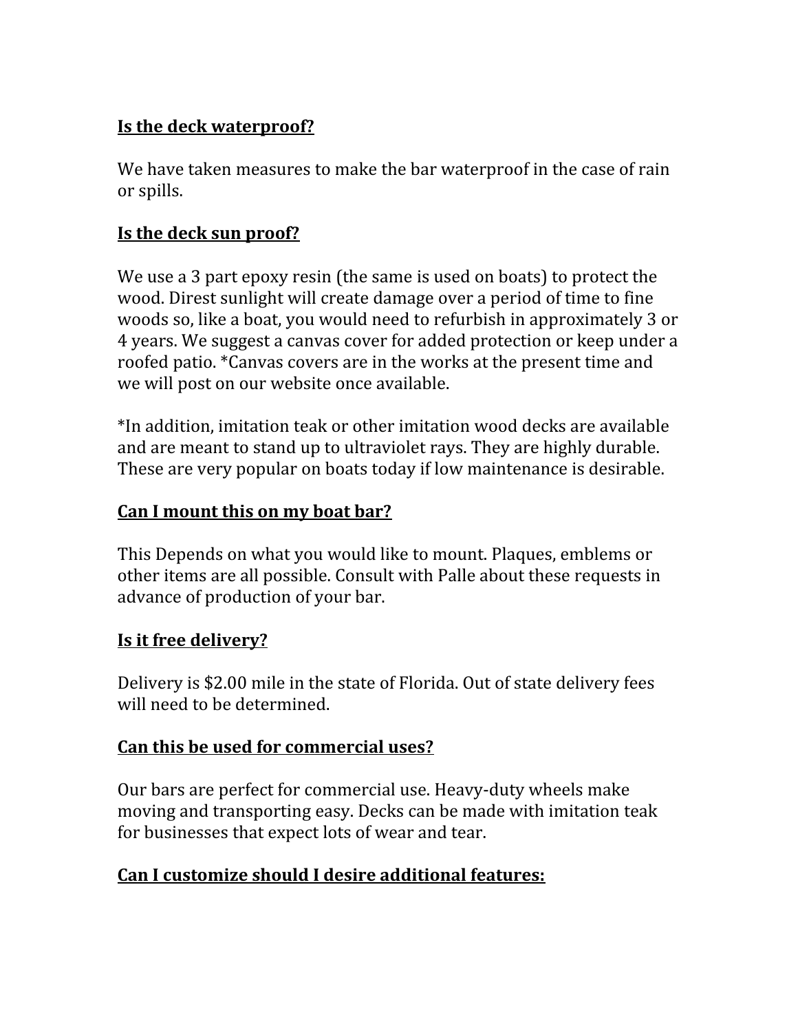**Is the deck waterproof?**

We have taken measures to make the bar waterproof in the case of rain or spills.

**Is the deck sun proof?**

We use a 3 part epoxy resin (the same is used on boats) to protect the wood. Direst sunlight will create damage over a period of time to fine woods so, like a boat, you would need to refurbish in approximately 3 or 4 years. We suggest a canvas cover for added protection or keep under a roofed patio. *Canvas covers are in the works at the present time and we will post on our website once available.

*In addition, imitation teak or other imitation wood decks are available and are meant to stand up to ultraviolet rays. They are highly durable. These are very popular on boats today if low maintenance is desirable.

**Can I mount this on my boat bar?**

This Depends on what you would like to mount. Plaques, emblems or other items are all possible. Consult with Palle about these requests in advance of production of your bar.

**Is it free delivery?**

Delivery is $2.00 mile in the state of Florida. Out of state delivery fees will need to be determined.

**Can this be used for commercial uses?**

Our bars are perfect for commercial use. Heavy-duty wheels make moving and transporting easy. Decks can be made with imitation teak for businesses that expect lots of wear and tear.

**Can I customize should I desire additional features:**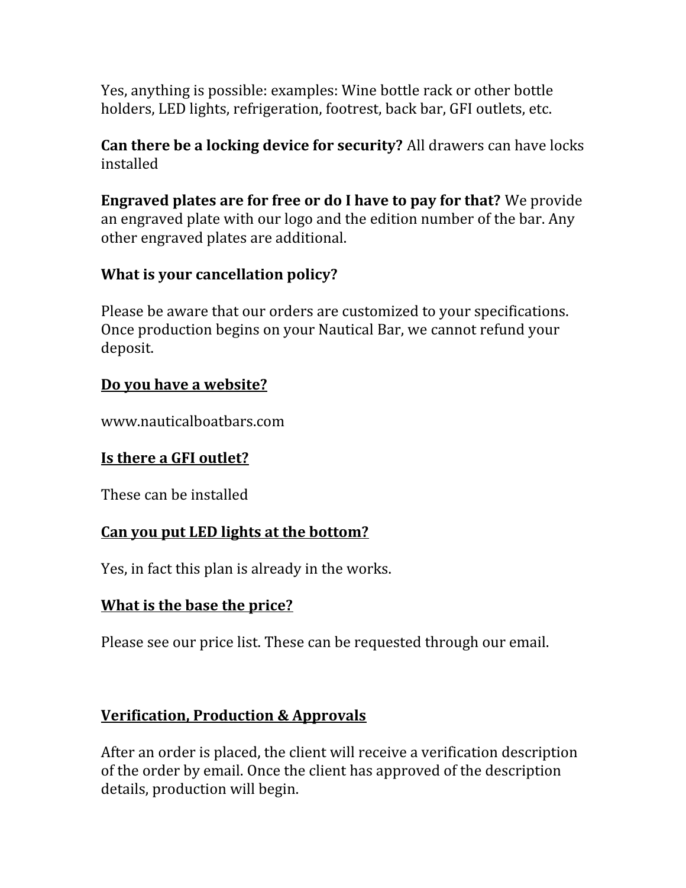Yes, anything is possible: examples: Wine bottle rack or other bottle holders, LED lights, refrigeration, footrest, back bar, GFI outlets, etc.

**Can there be a locking device for security?** All drawers can have locks installed

**Engraved plates are for free or do I have to pay for that?** We provide an engraved plate with our logo and the edition number of the bar. Any other engraved plates are additional.

**What is your cancellation policy?**

Please be aware that our orders are customized to your specifications. Once production begins on your Nautical Bar, we cannot refund your deposit.

**<u>Do you have a website?</u>**

www.nauticalboatbars.com

**<u>Is there a GFI outlet?</u>**

These can be installed

**<u>Can you put LED lights at the bottom?</u>**

Yes, in fact this plan is already in the works.

**<u>What is the base the price?</u>**

Please see our price list. These can be requested through our email.

**<u>Verification, Production & Approvals</u>**

After an order is placed, the client will receive a verification description of the order by email. Once the client has approved of the description details, production will begin.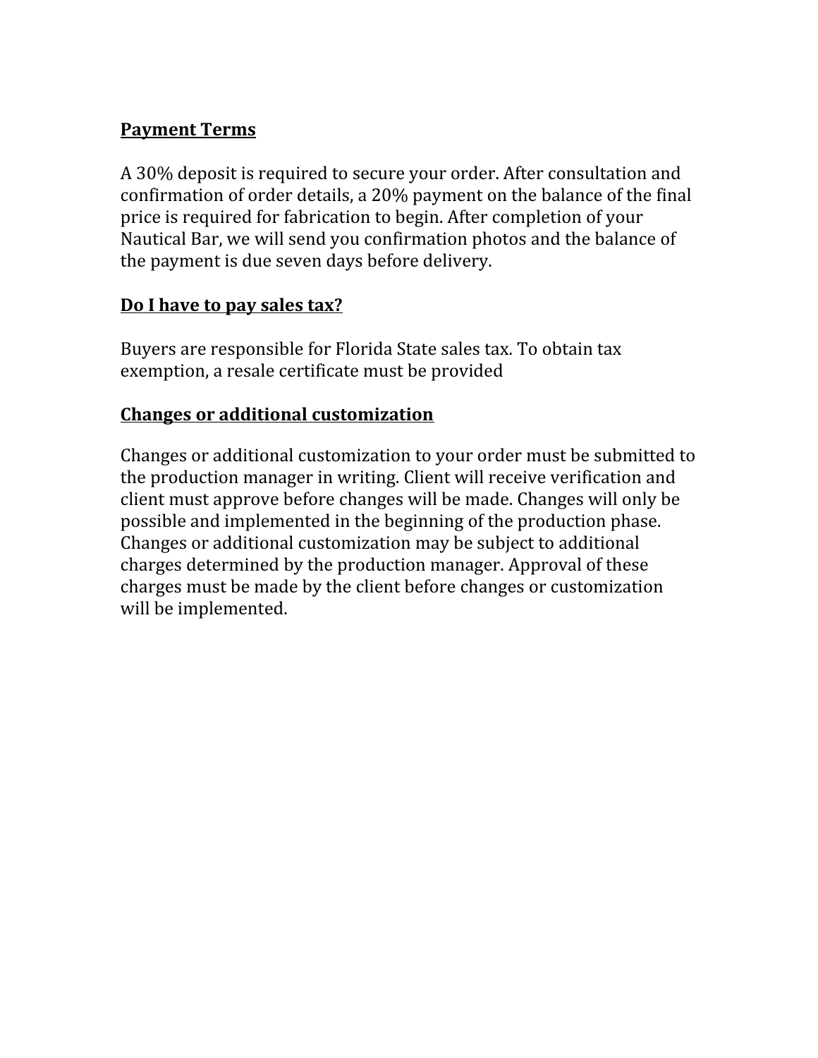## Payment Terms

A 30% deposit is required to secure your order. After consultation and confirmation of order details, a 20% payment on the balance of the final price is required for fabrication to begin. After completion of your Nautical Bar, we will send you confirmation photos and the balance of the payment is due seven days before delivery.

## Do I have to pay sales tax?

Buyers are responsible for Florida State sales tax. To obtain tax exemption, a resale certificate must be provided

## Changes or additional customization

Changes or additional customization to your order must be submitted to the production manager in writing. Client will receive verification and client must approve before changes will be made. Changes will only be possible and implemented in the beginning of the production phase. Changes or additional customization may be subject to additional charges determined by the production manager. Approval of these charges must be made by the client before changes or customization will be implemented.